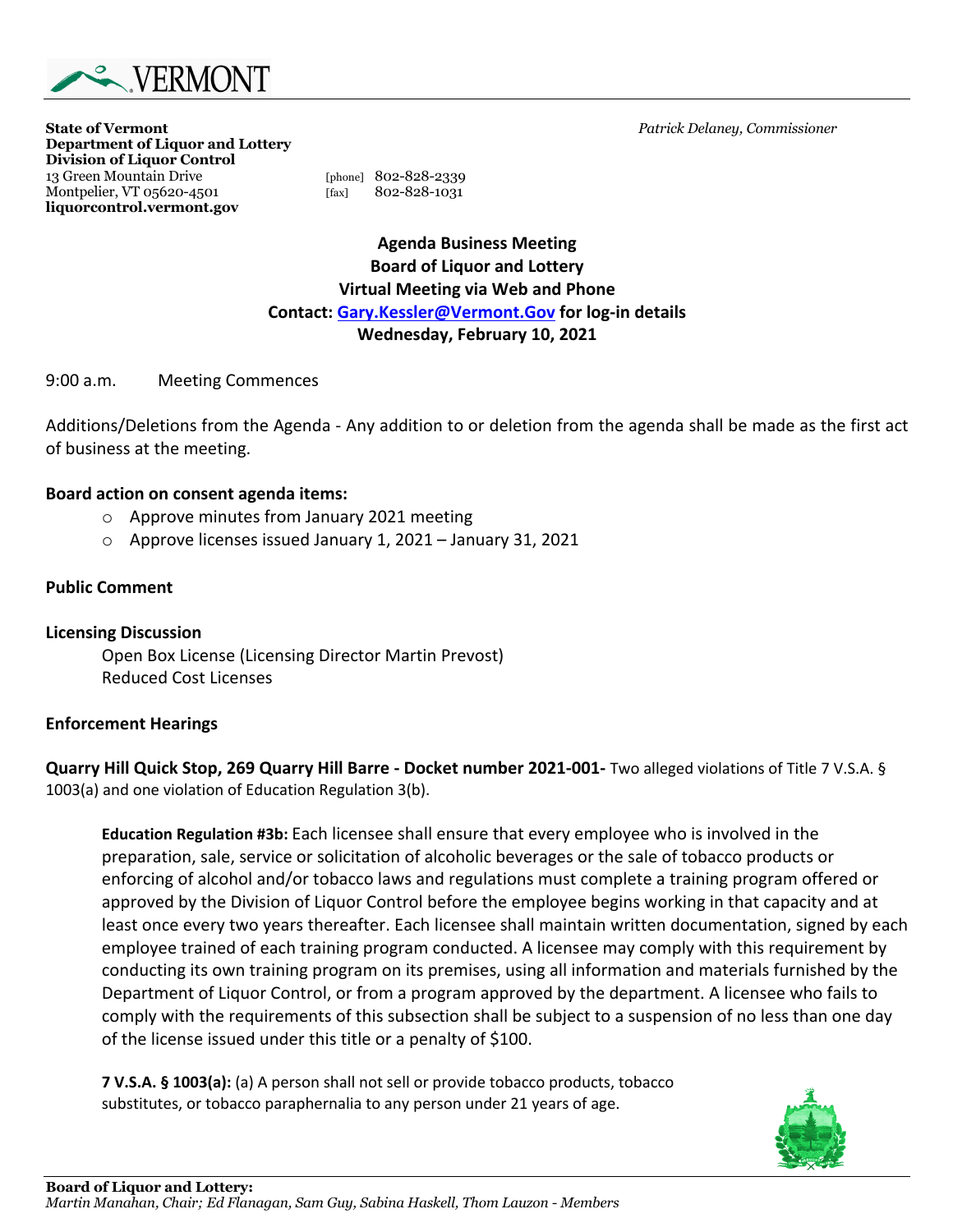State of Vermont
Department of Liquor and Lottery
Division of Liquor Control
13 Green Mountain Drive
Montpelier, VT 05620-4501
liquorcontrol.vermont.gov

[phone] 802-828-2339
[fax] 802-828-1031

*Patrick Delaney, Commissioner*

**Agenda Business Meeting**
**Board of Liquor and Lottery**
**Virtual Meeting via Web and Phone**
**Contact: Gary.Kessler@Vermont.Gov for log-in details**
**Wednesday, February 10, 2021**

9:00 a.m. Meeting Commences

Additions/Deletions from the Agenda - Any addition to or deletion from the agenda shall be made as the first act of business at the meeting.

**Board action on consent agenda items:**

- Approve minutes from January 2021 meeting
- Approve licenses issued January 1, 2021 – January 31, 2021

**Public Comment**

**Licensing Discussion**

Open Box License (Licensing Director Martin Prevost)
Reduced Cost Licenses

**Enforcement Hearings**

**Quarry Hill Quick Stop, 269 Quarry Hill Barre - Docket number 2021-001-** Two alleged violations of Title 7 V.S.A. § 1003(a) and one violation of Education Regulation 3(b).

> **Education Regulation #3b:** Each licensee shall ensure that every employee who is involved in the preparation, sale, service or solicitation of alcoholic beverages or the sale of tobacco products or enforcing of alcohol and/or tobacco laws and regulations must complete a training program offered or approved by the Division of Liquor Control before the employee begins working in that capacity and at least once every two years thereafter. Each licensee shall maintain written documentation, signed by each employee trained of each training program conducted. A licensee may comply with this requirement by conducting its own training program on its premises, using all information and materials furnished by the Department of Liquor Control, or from a program approved by the department. A licensee who fails to comply with the requirements of this subsection shall be subject to a suspension of no less than one day of the license issued under this title or a penalty of $100.

> **7 V.S.A. § 1003(a):** (a) A person shall not sell or provide tobacco products, tobacco substitutes, or tobacco paraphernalia to any person under 21 years of age.

**Board of Liquor and Lottery:**
*Martin Manahan, Chair; Ed Flanagan, Sam Guy, Sabina Haskell, Thom Lauzon - Members*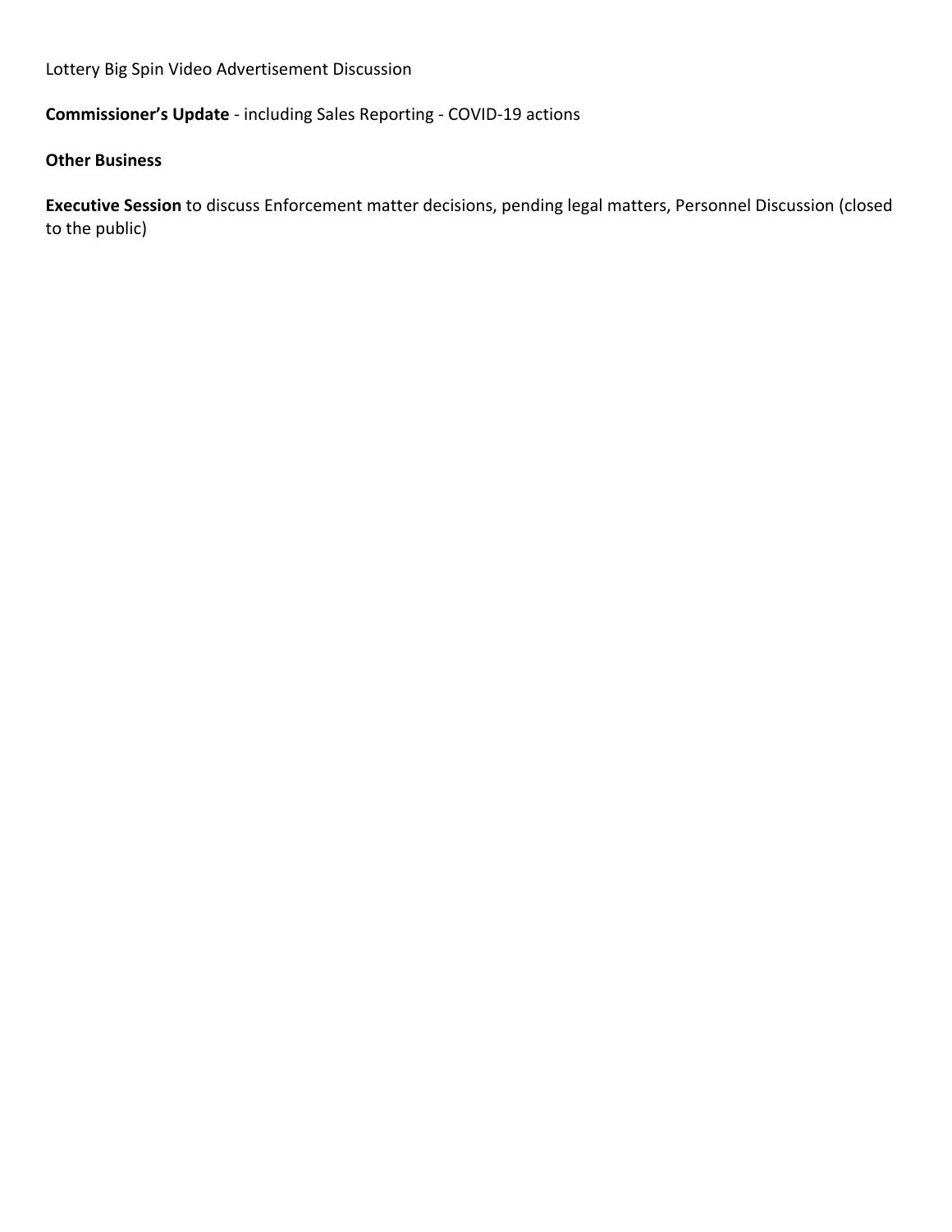Lottery Big Spin Video Advertisement Discussion

**Commissioner's Update** - including Sales Reporting - COVID-19 actions

**Other Business**

**Executive Session** to discuss Enforcement matter decisions, pending legal matters, Personnel Discussion (closed to the public)